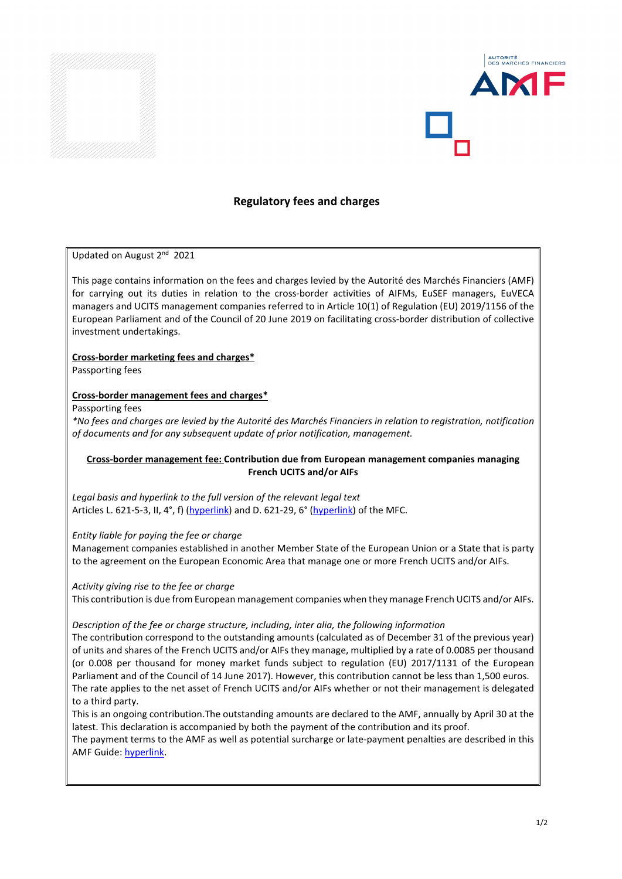# Regulatory fees and charges

Updated on August 2nd 2021

This page contains information on the fees and charges levied by the Autorité des Marchés Financiers (AMF) for carrying out its duties in relation to the cross-border activities of AIFMs, EuSEF managers, EuVECA managers and UCITS management companies referred to in Article 10(1) of Regulation (EU) 2019/1156 of the European Parliament and of the Council of 20 June 2019 on facilitating cross-border distribution of collective investment undertakings.

**Cross-border marketing fees and charges***

Passporting fees

**Cross-border management fees and charges***

Passporting fees

*\*No fees and charges are levied by the Autorité des Marchés Financiers in relation to registration, notification of documents and for any subsequent update of prior notification, management.*

**Cross-border management fee: Contribution due from European management companies managing French UCITS and/or AIFs**

*Legal basis and hyperlink to the full version of the relevant legal text*

Articles L. 621-5-3, II, 4°, f) (hyperlink) and D. 621-29, 6° (hyperlink) of the MFC.

*Entity liable for paying the fee or charge*

Management companies established in another Member State of the European Union or a State that is party to the agreement on the European Economic Area that manage one or more French UCITS and/or AIFs.

*Activity giving rise to the fee or charge*

This contribution is due from European management companies when they manage French UCITS and/or AIFs.

*Description of the fee or charge structure, including, inter alia, the following information*

The contribution correspond to the outstanding amounts (calculated as of December 31 of the previous year) of units and shares of the French UCITS and/or AIFs they manage, multiplied by a rate of 0.0085 per thousand (or 0.008 per thousand for money market funds subject to regulation (EU) 2017/1131 of the European Parliament and of the Council of 14 June 2017). However, this contribution cannot be less than 1,500 euros.

The rate applies to the net asset of French UCITS and/or AIFs whether or not their management is delegated to a third party.

This is an ongoing contribution.The outstanding amounts are declared to the AMF, annually by April 30 at the latest. This declaration is accompanied by both the payment of the contribution and its proof.

The payment terms to the AMF as well as potential surcharge or late-payment penalties are described in this AMF Guide: hyperlink.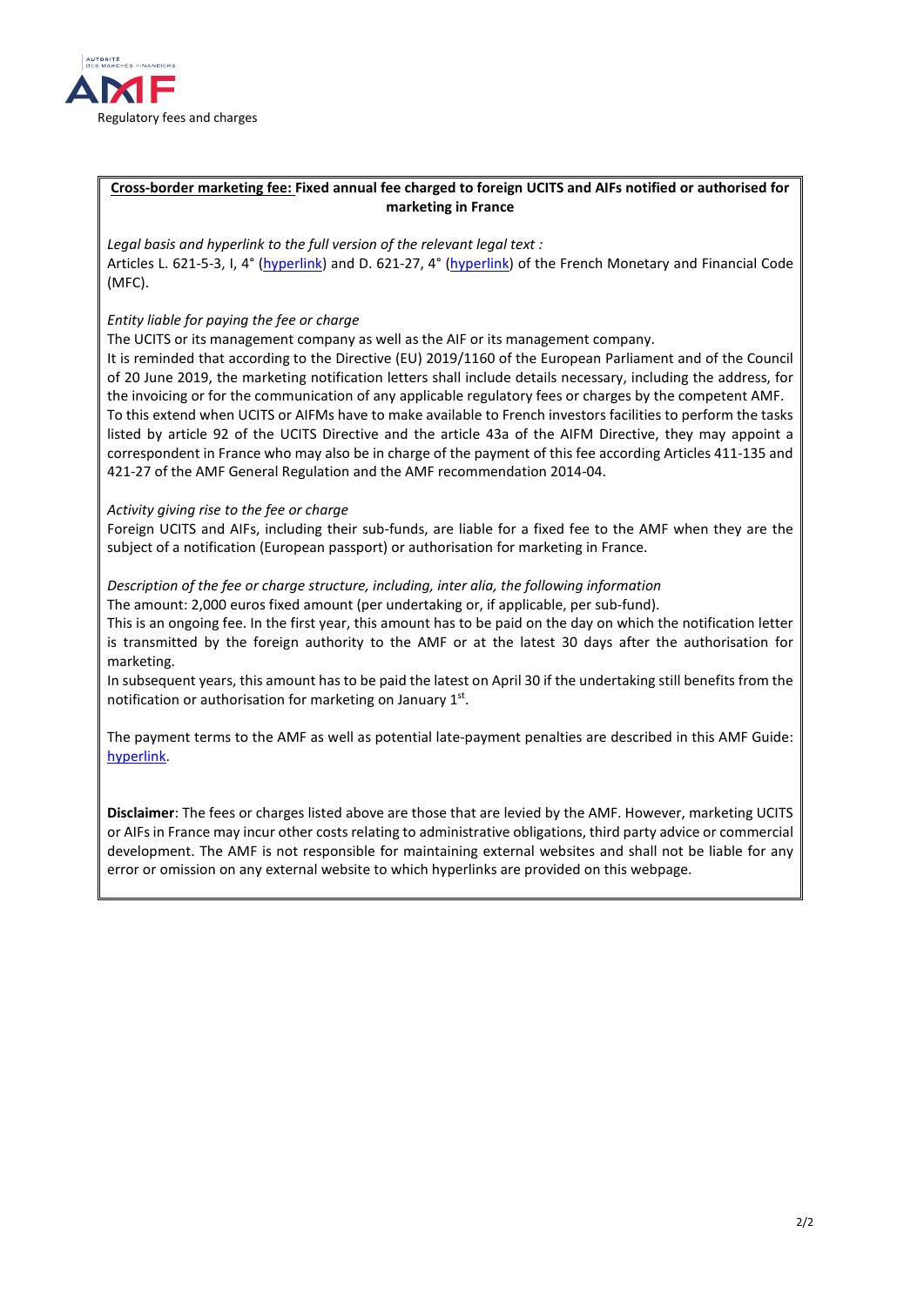**Cross-border marketing fee: Fixed annual fee charged to foreign UCITS and AIFs notified or authorised for marketing in France**

*Legal basis and hyperlink to the full version of the relevant legal text :*
Articles L. 621-5-3, I, 4° (hyperlink) and D. 621-27, 4° (hyperlink) of the French Monetary and Financial Code (MFC).

*Entity liable for paying the fee or charge*
The UCITS or its management company as well as the AIF or its management company.
It is reminded that according to the Directive (EU) 2019/1160 of the European Parliament and of the Council of 20 June 2019, the marketing notification letters shall include details necessary, including the address, for the invoicing or for the communication of any applicable regulatory fees or charges by the competent AMF.
To this extend when UCITS or AIFMs have to make available to French investors facilities to perform the tasks listed by article 92 of the UCITS Directive and the article 43a of the AIFM Directive, they may appoint a correspondent in France who may also be in charge of the payment of this fee according Articles 411-135 and 421-27 of the AMF General Regulation and the AMF recommendation 2014-04.

*Activity giving rise to the fee or charge*
Foreign UCITS and AIFs, including their sub-funds, are liable for a fixed fee to the AMF when they are the subject of a notification (European passport) or authorisation for marketing in France.

*Description of the fee or charge structure, including, inter alia, the following information*
The amount: 2,000 euros fixed amount (per undertaking or, if applicable, per sub-fund).
This is an ongoing fee. In the first year, this amount has to be paid on the day on which the notification letter is transmitted by the foreign authority to the AMF or at the latest 30 days after the authorisation for marketing.
In subsequent years, this amount has to be paid the latest on April 30 if the undertaking still benefits from the notification or authorisation for marketing on January 1st.

The payment terms to the AMF as well as potential late-payment penalties are described in this AMF Guide: hyperlink.

**Disclaimer**: The fees or charges listed above are those that are levied by the AMF. However, marketing UCITS or AIFs in France may incur other costs relating to administrative obligations, third party advice or commercial development. The AMF is not responsible for maintaining external websites and shall not be liable for any error or omission on any external website to which hyperlinks are provided on this webpage.